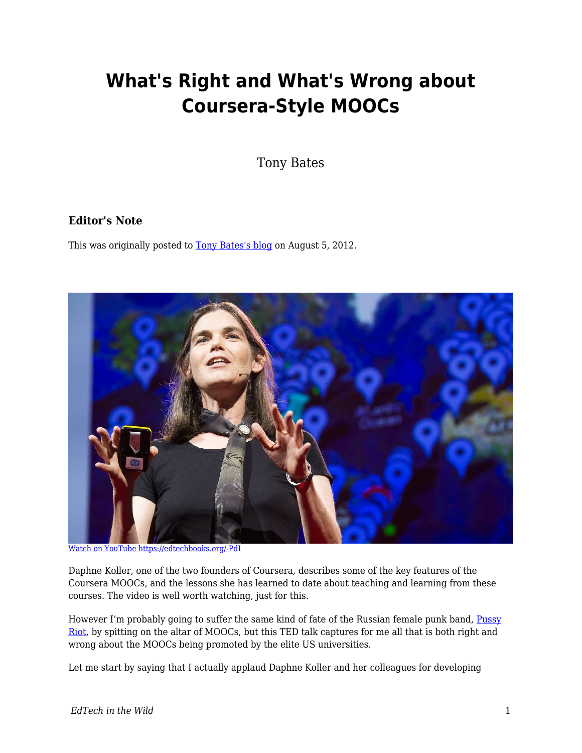# What's Right and What's Wrong about Coursera-Style MOOCs

Tony Bates

### Editor's Note

This was originally posted to [Tony Bates's blog](#) on August 5, 2012.

[Watch on YouTube https://edtechbooks.org/-PdI](https://edtechbooks.org/-PdI)

Daphne Koller, one of the two founders of Coursera, describes some of the key features of the Coursera MOOCs, and the lessons she has learned to date about teaching and learning from these courses. The video is well worth watching, just for this.

However I'm probably going to suffer the same kind of fate of the Russian female punk band, [Pussy Riot](#), by spitting on the altar of MOOCs, but this TED talk captures for me all that is both right and wrong about the MOOCs being promoted by the elite US universities.

Let me start by saying that I actually applaud Daphne Koller and her colleagues for developing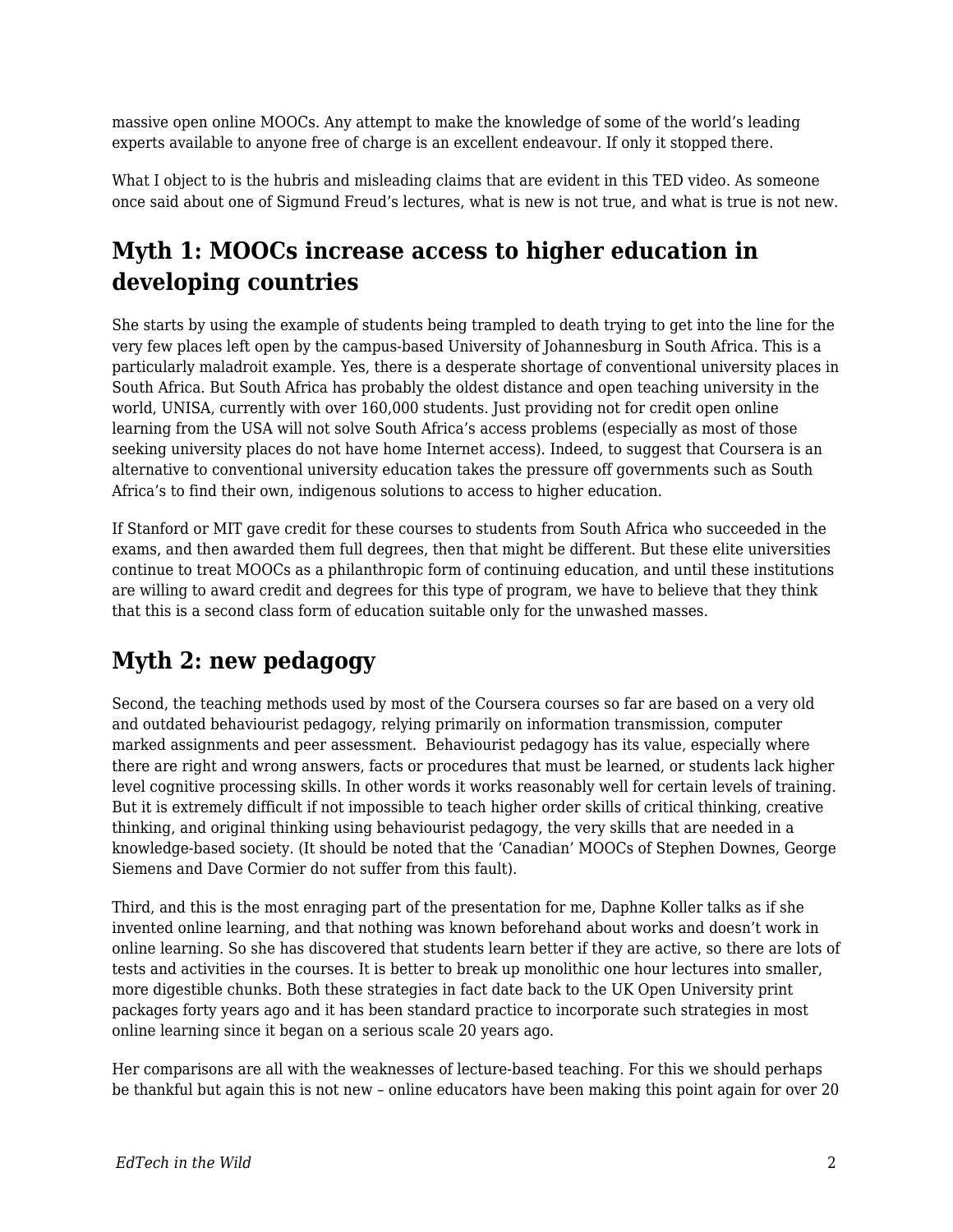massive open online MOOCs. Any attempt to make the knowledge of some of the world's leading experts available to anyone free of charge is an excellent endeavour. If only it stopped there.

What I object to is the hubris and misleading claims that are evident in this TED video. As someone once said about one of Sigmund Freud's lectures, what is new is not true, and what is true is not new.

## Myth 1: MOOCs increase access to higher education in developing countries

She starts by using the example of students being trampled to death trying to get into the line for the very few places left open by the campus-based University of Johannesburg in South Africa. This is a particularly maladroit example. Yes, there is a desperate shortage of conventional university places in South Africa. But South Africa has probably the oldest distance and open teaching university in the world, UNISA, currently with over 160,000 students. Just providing not for credit open online learning from the USA will not solve South Africa's access problems (especially as most of those seeking university places do not have home Internet access). Indeed, to suggest that Coursera is an alternative to conventional university education takes the pressure off governments such as South Africa's to find their own, indigenous solutions to access to higher education.

If Stanford or MIT gave credit for these courses to students from South Africa who succeeded in the exams, and then awarded them full degrees, then that might be different. But these elite universities continue to treat MOOCs as a philanthropic form of continuing education, and until these institutions are willing to award credit and degrees for this type of program, we have to believe that they think that this is a second class form of education suitable only for the unwashed masses.

## Myth 2: new pedagogy

Second, the teaching methods used by most of the Coursera courses so far are based on a very old and outdated behaviourist pedagogy, relying primarily on information transmission, computer marked assignments and peer assessment. Behaviourist pedagogy has its value, especially where there are right and wrong answers, facts or procedures that must be learned, or students lack higher level cognitive processing skills. In other words it works reasonably well for certain levels of training. But it is extremely difficult if not impossible to teach higher order skills of critical thinking, creative thinking, and original thinking using behaviourist pedagogy, the very skills that are needed in a knowledge-based society. (It should be noted that the 'Canadian' MOOCs of Stephen Downes, George Siemens and Dave Cormier do not suffer from this fault).

Third, and this is the most enraging part of the presentation for me, Daphne Koller talks as if she invented online learning, and that nothing was known beforehand about works and doesn't work in online learning. So she has discovered that students learn better if they are active, so there are lots of tests and activities in the courses. It is better to break up monolithic one hour lectures into smaller, more digestible chunks. Both these strategies in fact date back to the UK Open University print packages forty years ago and it has been standard practice to incorporate such strategies in most online learning since it began on a serious scale 20 years ago.

Her comparisons are all with the weaknesses of lecture-based teaching. For this we should perhaps be thankful but again this is not new – online educators have been making this point again for over 20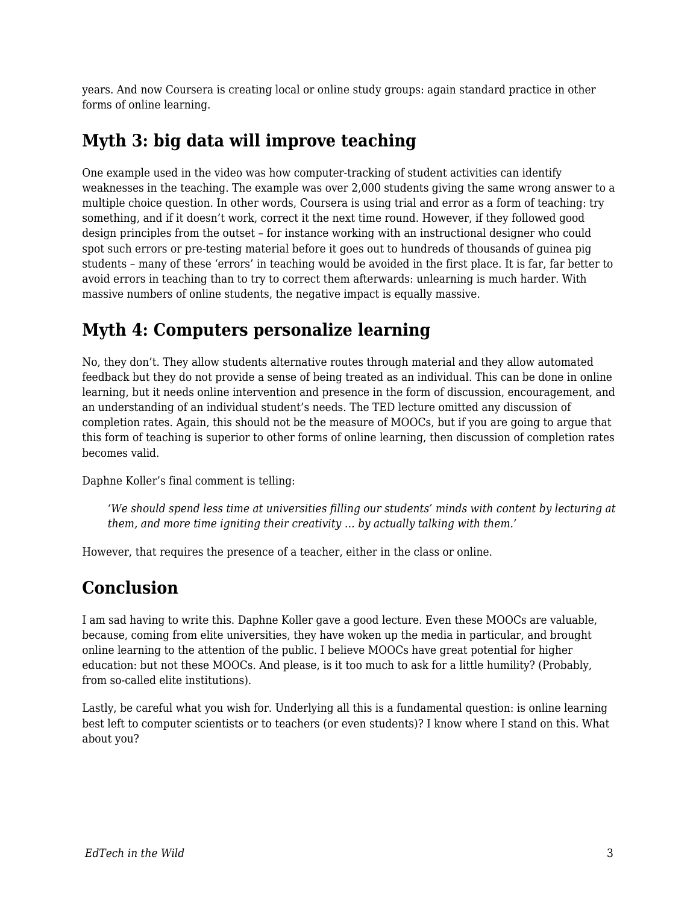years. And now Coursera is creating local or online study groups: again standard practice in other forms of online learning.

## Myth 3: big data will improve teaching

One example used in the video was how computer-tracking of student activities can identify weaknesses in the teaching. The example was over 2,000 students giving the same wrong answer to a multiple choice question. In other words, Coursera is using trial and error as a form of teaching: try something, and if it doesn't work, correct it the next time round. However, if they followed good design principles from the outset – for instance working with an instructional designer who could spot such errors or pre-testing material before it goes out to hundreds of thousands of guinea pig students – many of these 'errors' in teaching would be avoided in the first place. It is far, far better to avoid errors in teaching than to try to correct them afterwards: unlearning is much harder. With massive numbers of online students, the negative impact is equally massive.

## Myth 4: Computers personalize learning

No, they don't. They allow students alternative routes through material and they allow automated feedback but they do not provide a sense of being treated as an individual. This can be done in online learning, but it needs online intervention and presence in the form of discussion, encouragement, and an understanding of an individual student's needs. The TED lecture omitted any discussion of completion rates. Again, this should not be the measure of MOOCs, but if you are going to argue that this form of teaching is superior to other forms of online learning, then discussion of completion rates becomes valid.

Daphne Koller's final comment is telling:

> *'We should spend less time at universities filling our students' minds with content by lecturing at them, and more time igniting their creativity … by actually talking with them.'*

However, that requires the presence of a teacher, either in the class or online.

## Conclusion

I am sad having to write this. Daphne Koller gave a good lecture. Even these MOOCs are valuable, because, coming from elite universities, they have woken up the media in particular, and brought online learning to the attention of the public. I believe MOOCs have great potential for higher education: but not these MOOCs. And please, is it too much to ask for a little humility? (Probably, from so-called elite institutions).

Lastly, be careful what you wish for. Underlying all this is a fundamental question: is online learning best left to computer scientists or to teachers (or even students)? I know where I stand on this. What about you?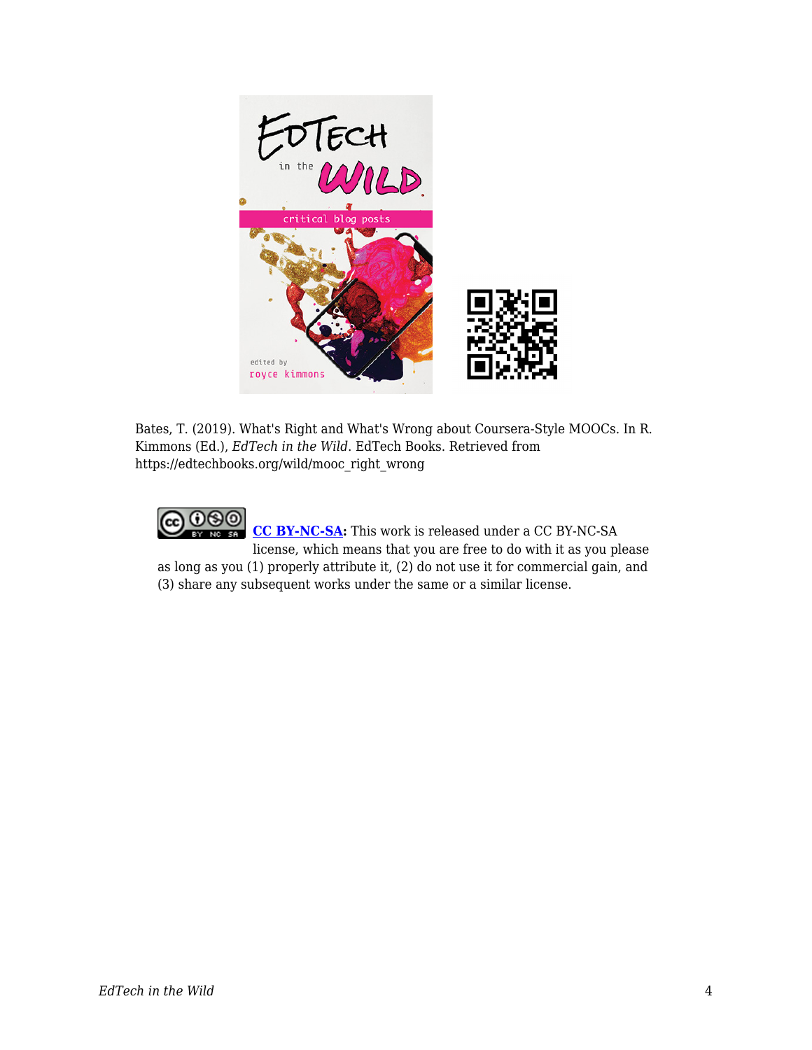Bates, T. (2019). What's Right and What's Wrong about Coursera-Style MOOCs. In R. Kimmons (Ed.), *EdTech in the Wild*. EdTech Books. Retrieved from https://edtechbooks.org/wild/mooc_right_wrong

**CC BY-NC-SA:** This work is released under a CC BY-NC-SA license, which means that you are free to do with it as you please as long as you (1) properly attribute it, (2) do not use it for commercial gain, and (3) share any subsequent works under the same or a similar license.